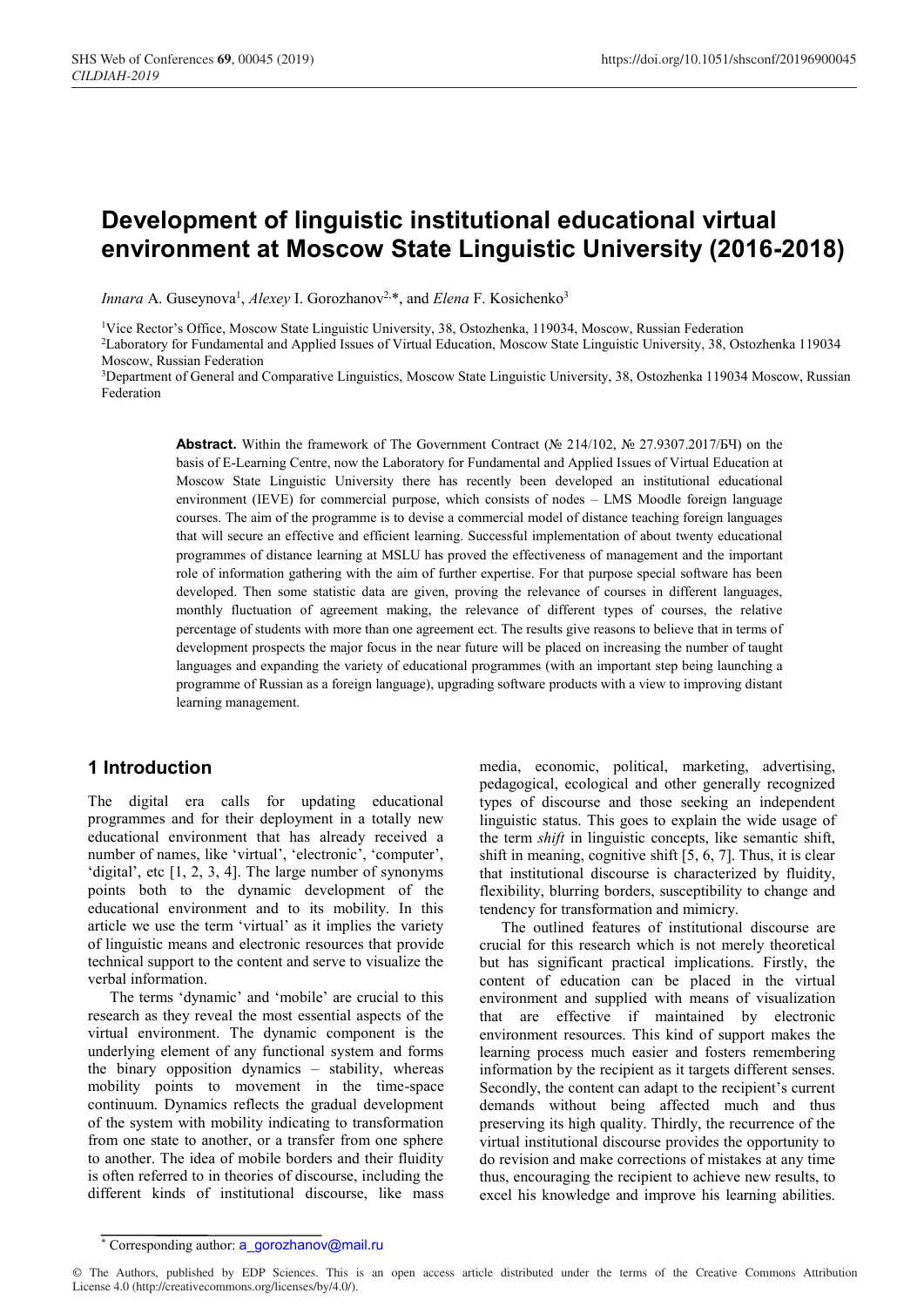# Development of linguistic institutional educational virtual environment at Moscow State Linguistic University (2016-2018)

*Innara* A. Guseynova[1], *Alexey* I. Gorozhanov[2,*], and *Elena* F. Kosichenko[3]

[1]Vice Rector's Office, Moscow State Linguistic University, 38, Ostozhenka, 119034, Moscow, Russian Federation
[2]Laboratory for Fundamental and Applied Issues of Virtual Education, Moscow State Linguistic University, 38, Ostozhenka 119034 Moscow, Russian Federation
[3]Department of General and Comparative Linguistics, Moscow State Linguistic University, 38, Ostozhenka 119034 Moscow, Russian Federation

**Abstract.** Within the framework of The Government Contract (№ 214/102, № 27.9307.2017/БЧ) on the basis of E-Learning Centre, now the Laboratory for Fundamental and Applied Issues of Virtual Education at Moscow State Linguistic University there has recently been developed an institutional educational environment (IEVE) for commercial purpose, which consists of nodes – LMS Moodle foreign language courses. The aim of the programme is to devise a commercial model of distance teaching foreign languages that will secure an effective and efficient learning. Successful implementation of about twenty educational programmes of distance learning at MSLU has proved the effectiveness of management and the important role of information gathering with the aim of further expertise. For that purpose special software has been developed. Then some statistic data are given, proving the relevance of courses in different languages, monthly fluctuation of agreement making, the relevance of different types of courses, the relative percentage of students with more than one agreement ect. The results give reasons to believe that in terms of development prospects the major focus in the near future will be placed on increasing the number of taught languages and expanding the variety of educational programmes (with an important step being launching a programme of Russian as a foreign language), upgrading software products with a view to improving distant learning management.

## 1 Introduction

The digital era calls for updating educational programmes and for their deployment in a totally new educational environment that has already received a number of names, like 'virtual', 'electronic', 'computer', 'digital', etc [1, 2, 3, 4]. The large number of synonyms points both to the dynamic development of the educational environment and to its mobility. In this article we use the term 'virtual' as it implies the variety of linguistic means and electronic resources that provide technical support to the content and serve to visualize the verbal information.

The terms 'dynamic' and 'mobile' are crucial to this research as they reveal the most essential aspects of the virtual environment. The dynamic component is the underlying element of any functional system and forms the binary opposition dynamics – stability, whereas mobility points to movement in the time-space continuum. Dynamics reflects the gradual development of the system with mobility indicating to transformation from one state to another, or a transfer from one sphere to another. The idea of mobile borders and their fluidity is often referred to in theories of discourse, including the different kinds of institutional discourse, like mass media, economic, political, marketing, advertising, pedagogical, ecological and other generally recognized types of discourse and those seeking an independent linguistic status. This goes to explain the wide usage of the term *shift* in linguistic concepts, like semantic shift, shift in meaning, cognitive shift [5, 6, 7]. Thus, it is clear that institutional discourse is characterized by fluidity, flexibility, blurring borders, susceptibility to change and tendency for transformation and mimicry.

The outlined features of institutional discourse are crucial for this research which is not merely theoretical but has significant practical implications. Firstly, the content of education can be placed in the virtual environment and supplied with means of visualization that are effective if maintained by electronic environment resources. This kind of support makes the learning process much easier and fosters remembering information by the recipient as it targets different senses. Secondly, the content can adapt to the recipient's current demands without being affected much and thus preserving its high quality. Thirdly, the recurrence of the virtual institutional discourse provides the opportunity to do revision and make corrections of mistakes at any time thus, encouraging the recipient to achieve new results, to excel his knowledge and improve his learning abilities.

* Corresponding author: a_gorozhanov@mail.ru

© The Authors, published by EDP Sciences. This is an open access article distributed under the terms of the Creative Commons Attribution License 4.0 (http://creativecommons.org/licenses/by/4.0/).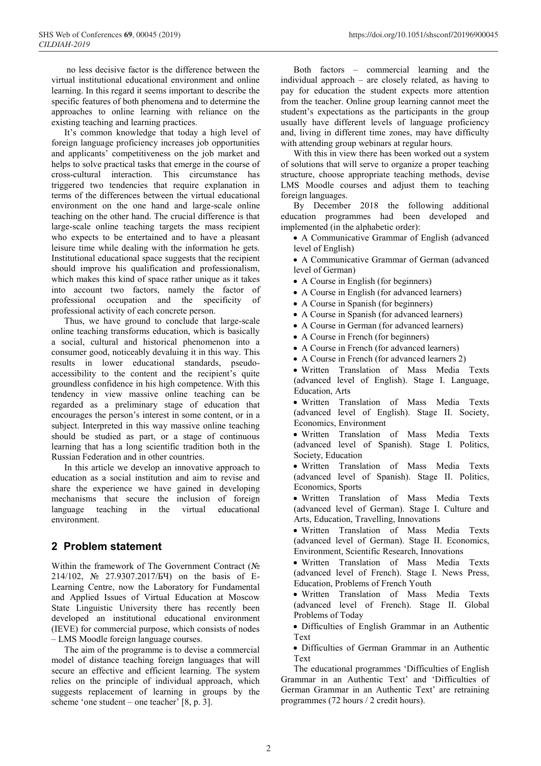no less decisive factor is the difference between the virtual institutional educational environment and online learning. In this regard it seems important to describe the specific features of both phenomena and to determine the approaches to online learning with reliance on the existing teaching and learning practices.

It's common knowledge that today a high level of foreign language proficiency increases job opportunities and applicants' competitiveness on the job market and helps to solve practical tasks that emerge in the course of cross-cultural interaction. This circumstance has triggered two tendencies that require explanation in terms of the differences between the virtual educational environment on the one hand and large-scale online teaching on the other hand. The crucial difference is that large-scale online teaching targets the mass recipient who expects to be entertained and to have a pleasant leisure time while dealing with the information he gets. Institutional educational space suggests that the recipient should improve his qualification and professionalism, which makes this kind of space rather unique as it takes into account two factors, namely the factor of professional occupation and the specificity of professional activity of each concrete person.

Thus, we have ground to conclude that large-scale online teaching transforms education, which is basically a social, cultural and historical phenomenon into a consumer good, noticeably devaluing it in this way. This results in lower educational standards, pseudo-accessibility to the content and the recipient's quite groundless confidence in his high competence. With this tendency in view massive online teaching can be regarded as a preliminary stage of education that encourages the person's interest in some content, or in a subject. Interpreted in this way massive online teaching should be studied as part, or a stage of continuous learning that has a long scientific tradition both in the Russian Federation and in other countries.

In this article we develop an innovative approach to education as a social institution and aim to revise and share the experience we have gained in developing mechanisms that secure the inclusion of foreign language teaching in the virtual educational environment.

## 2 Problem statement

Within the framework of The Government Contract (№ 214/102, № 27.9307.2017/БЧ) on the basis of E-Learning Centre, now the Laboratory for Fundamental and Applied Issues of Virtual Education at Moscow State Linguistic University there has recently been developed an institutional educational environment (IEVE) for commercial purpose, which consists of nodes – LMS Moodle foreign language courses.

The aim of the programme is to devise a commercial model of distance teaching foreign languages that will secure an effective and efficient learning. The system relies on the principle of individual approach, which suggests replacement of learning in groups by the scheme 'one student – one teacher' [8, p. 3].

Both factors – commercial learning and the individual approach – are closely related, as having to pay for education the student expects more attention from the teacher. Online group learning cannot meet the student's expectations as the participants in the group usually have different levels of language proficiency and, living in different time zones, may have difficulty with attending group webinars at regular hours.

With this in view there has been worked out a system of solutions that will serve to organize a proper teaching structure, choose appropriate teaching methods, devise LMS Moodle courses and adjust them to teaching foreign languages.

By December 2018 the following additional education programmes had been developed and implemented (in the alphabetic order):

- A Communicative Grammar of English (advanced level of English)
- A Communicative Grammar of German (advanced level of German)
- A Course in English (for beginners)
- A Course in English (for advanced learners)
- A Course in Spanish (for beginners)
- A Course in Spanish (for advanced learners)
- A Course in German (for advanced learners)
- A Course in French (for beginners)
- A Course in French (for advanced learners)
- A Course in French (for advanced learners 2)
- Written Translation of Mass Media Texts (advanced level of English). Stage I. Language, Education, Arts
- Written Translation of Mass Media Texts (advanced level of English). Stage II. Society, Economics, Environment
- Written Translation of Mass Media Texts (advanced level of Spanish). Stage I. Politics, Society, Education
- Written Translation of Mass Media Texts (advanced level of Spanish). Stage II. Politics, Economics, Sports
- Written Translation of Mass Media Texts (advanced level of German). Stage I. Culture and Arts, Education, Travelling, Innovations
- Written Translation of Mass Media Texts (advanced level of German). Stage II. Economics, Environment, Scientific Research, Innovations
- Written Translation of Mass Media Texts (advanced level of French). Stage I. News Press, Education, Problems of French Youth
- Written Translation of Mass Media Texts (advanced level of French). Stage II. Global Problems of Today
- Difficulties of English Grammar in an Authentic Text
- Difficulties of German Grammar in an Authentic Text

The educational programmes 'Difficulties of English Grammar in an Authentic Text' and 'Difficulties of German Grammar in an Authentic Text' are retraining programmes (72 hours / 2 credit hours).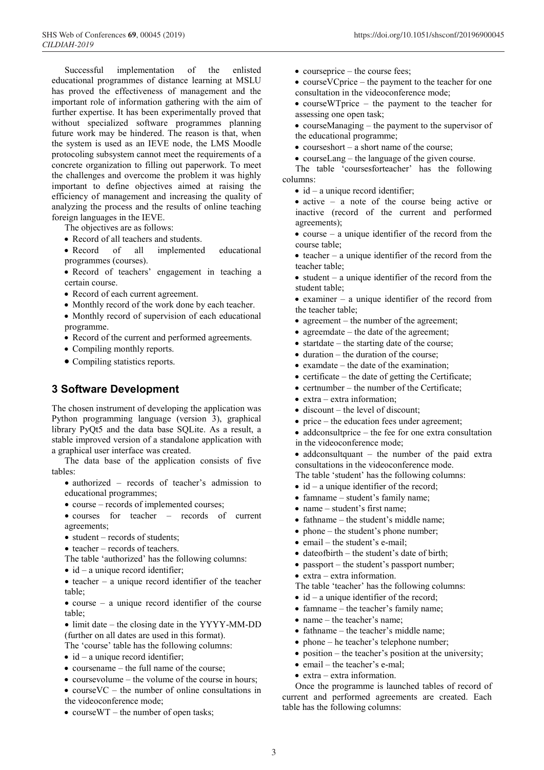Successful implementation of the enlisted educational programmes of distance learning at MSLU has proved the effectiveness of management and the important role of information gathering with the aim of further expertise. It has been experimentally proved that without specialized software programmes planning future work may be hindered. The reason is that, when the system is used as an IEVE node, the LMS Moodle protocoling subsystem cannot meet the requirements of a concrete organization to filling out paperwork. To meet the challenges and overcome the problem it was highly important to define objectives aimed at raising the efficiency of management and increasing the quality of analyzing the process and the results of online teaching foreign languages in the IEVE.

The objectives are as follows:

- Record of all teachers and students.
- Record of all implemented educational programmes (courses).
- Record of teachers' engagement in teaching a certain course.
- Record of each current agreement.
- Monthly record of the work done by each teacher.
- Monthly record of supervision of each educational programme.
- Record of the current and performed agreements.
- Compiling monthly reports.
- Compiling statistics reports.

## 3 Software Development

The chosen instrument of developing the application was Python programming language (version 3), graphical library PyQt5 and the data base SQLite. As a result, a stable improved version of a standalone application with a graphical user interface was created.

The data base of the application consists of five tables:

- authorized – records of teacher's admission to educational programmes;
- course – records of implemented courses;
- courses for teacher – records of current agreements;
- student – records of students;
- teacher – records of teachers.

The table 'authorized' has the following columns:

- id – a unique record identifier;
- teacher – a unique record identifier of the teacher table;
- course – a unique record identifier of the course table;
- limit date – the closing date in the YYYY-MM-DD (further on all dates are used in this format).

The 'course' table has the following columns:

- id – a unique record identifier;
- coursename – the full name of the course;
- coursevolume – the volume of the course in hours;
- courseVC – the number of online consultations in the videoconference mode;
- courseWT – the number of open tasks;
- courseprice – the course fees;
- courseVCprice – the payment to the teacher for one consultation in the videoconference mode;
- courseWTprice – the payment to the teacher for assessing one open task;
- courseManaging – the payment to the supervisor of the educational programme;
- courseshort – a short name of the course;
- courseLang – the language of the given course.

The table 'coursesforteacher' has the following columns:

- id – a unique record identifier;
- active – a note of the course being active or inactive (record of the current and performed agreements);
- course – a unique identifier of the record from the course table;
- teacher – a unique identifier of the record from the teacher table;
- student – a unique identifier of the record from the student table;
- examiner – a unique identifier of the record from the teacher table;
- agreement – the number of the agreement;
- agreemdate – the date of the agreement;
- startdate – the starting date of the course;
- duration – the duration of the course;
- examdate – the date of the examination;
- certificate – the date of getting the Certificate;
- certnumber – the number of the Certificate;
- extra – extra information;
- discount – the level of discount;
- price – the education fees under agreement;
- addconsultprice – the fee for one extra consultation in the videoconference mode;
- addconsultquant – the number of the paid extra consultations in the videoconference mode.

The table 'student' has the following columns:

- id – a unique identifier of the record;
- famname – student's family name;
- name – student's first name;
- fathname – the student's middle name;
- phone – the student's phone number;
- email – the student's e-mail;
- dateofbirth – the student's date of birth;
- passport – the student's passport number;
- extra – extra information.

The table 'teacher' has the following columns:

- id – a unique identifier of the record;
- famname – the teacher's family name;
- name – the teacher's name;
- fathname – the teacher's middle name;
- phone – he teacher's telephone number;
- position – the teacher's position at the university;
- email – the teacher's e-mal;
- extra – extra information.

Once the programme is launched tables of record of current and performed agreements are created. Each table has the following columns: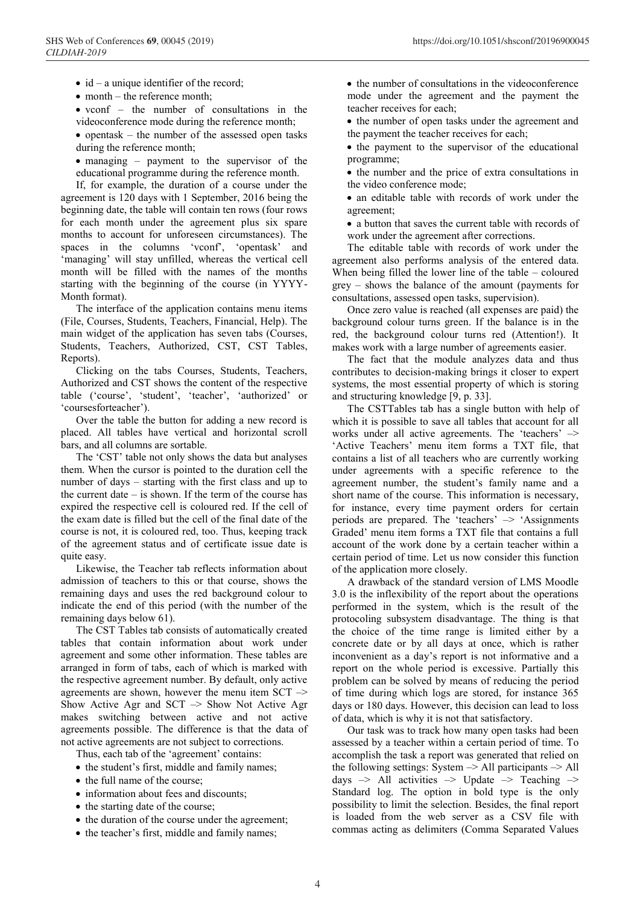- id – a unique identifier of the record;
- month – the reference month;
- vconf – the number of consultations in the videoconference mode during the reference month;
- opentask – the number of the assessed open tasks during the reference month;
- managing – payment to the supervisor of the educational programme during the reference month.

If, for example, the duration of a course under the agreement is 120 days with 1 September, 2016 being the beginning date, the table will contain ten rows (four rows for each month under the agreement plus six spare months to account for unforeseen circumstances). The spaces in the columns 'vconf', 'opentask' and 'managing' will stay unfilled, whereas the vertical cell month will be filled with the names of the months starting with the beginning of the course (in YYYY-Month format).

The interface of the application contains menu items (File, Courses, Students, Teachers, Financial, Help). The main widget of the application has seven tabs (Courses, Students, Teachers, Authorized, CST, CST Tables, Reports).

Clicking on the tabs Courses, Students, Teachers, Authorized and CST shows the content of the respective table ('course', 'student', 'teacher', 'authorized' or 'coursesforteacher').

Over the table the button for adding a new record is placed. All tables have vertical and horizontal scroll bars, and all columns are sortable.

The 'CST' table not only shows the data but analyses them. When the cursor is pointed to the duration cell the number of days – starting with the first class and up to the current date – is shown. If the term of the course has expired the respective cell is coloured red. If the cell of the exam date is filled but the cell of the final date of the course is not, it is coloured red, too. Thus, keeping track of the agreement status and of certificate issue date is quite easy.

Likewise, the Teacher tab reflects information about admission of teachers to this or that course, shows the remaining days and uses the red background colour to indicate the end of this period (with the number of the remaining days below 61).

The CST Tables tab consists of automatically created tables that contain information about work under agreement and some other information. These tables are arranged in form of tabs, each of which is marked with the respective agreement number. By default, only active agreements are shown, however the menu item SCT –> Show Active Agr and SCT –> Show Not Active Agr makes switching between active and not active agreements possible. The difference is that the data of not active agreements are not subject to corrections.

Thus, each tab of the 'agreement' contains:

- the student's first, middle and family names;
- the full name of the course;
- information about fees and discounts;
- the starting date of the course;
- the duration of the course under the agreement;
- the teacher's first, middle and family names;
- the number of consultations in the videoconference mode under the agreement and the payment the teacher receives for each;
- the number of open tasks under the agreement and the payment the teacher receives for each;
- the payment to the supervisor of the educational programme;
- the number and the price of extra consultations in the video conference mode;
- an editable table with records of work under the agreement;
- a button that saves the current table with records of work under the agreement after corrections.

The editable table with records of work under the agreement also performs analysis of the entered data. When being filled the lower line of the table – coloured grey – shows the balance of the amount (payments for consultations, assessed open tasks, supervision).

Once zero value is reached (all expenses are paid) the background colour turns green. If the balance is in the red, the background colour turns red (Attention!). It makes work with a large number of agreements easier.

The fact that the module analyzes data and thus contributes to decision-making brings it closer to expert systems, the most essential property of which is storing and structuring knowledge [9, p. 33].

The CSTTables tab has a single button with help of which it is possible to save all tables that account for all works under all active agreements. The 'teachers' –> 'Active Teachers' menu item forms a TXT file, that contains a list of all teachers who are currently working under agreements with a specific reference to the agreement number, the student's family name and a short name of the course. This information is necessary, for instance, every time payment orders for certain periods are prepared. The 'teachers' –> 'Assignments Graded' menu item forms a TXT file that contains a full account of the work done by a certain teacher within a certain period of time. Let us now consider this function of the application more closely.

A drawback of the standard version of LMS Moodle 3.0 is the inflexibility of the report about the operations performed in the system, which is the result of the protocoling subsystem disadvantage. The thing is that the choice of the time range is limited either by a concrete date or by all days at once, which is rather inconvenient as a day's report is not informative and a report on the whole period is excessive. Partially this problem can be solved by means of reducing the period of time during which logs are stored, for instance 365 days or 180 days. However, this decision can lead to loss of data, which is why it is not that satisfactory.

Our task was to track how many open tasks had been assessed by a teacher within a certain period of time. To accomplish the task a report was generated that relied on the following settings: System –> All participants –> All days –> All activities –> Update –> **Teaching** –> Standard log. The option in bold type is the only possibility to limit the selection. Besides, the final report is loaded from the web server as a CSV file with commas acting as delimiters (Comma Separated Values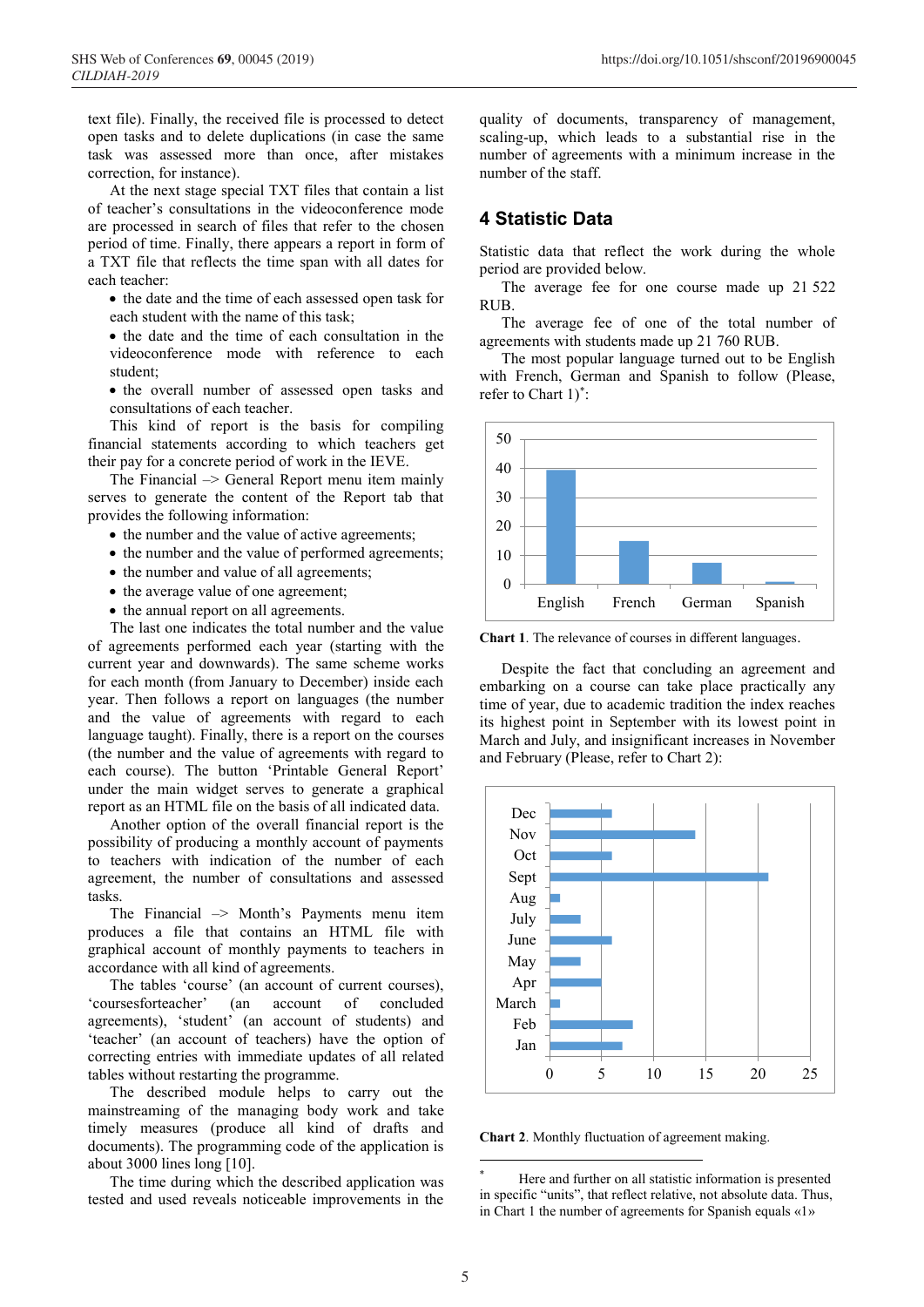text file). Finally, the received file is processed to detect open tasks and to delete duplications (in case the same task was assessed more than once, after mistakes correction, for instance).

At the next stage special TXT files that contain a list of teacher's consultations in the videoconference mode are processed in search of files that refer to the chosen period of time. Finally, there appears a report in form of a TXT file that reflects the time span with all dates for each teacher:

- the date and the time of each assessed open task for each student with the name of this task;
- the date and the time of each consultation in the videoconference mode with reference to each student;
- the overall number of assessed open tasks and consultations of each teacher.

This kind of report is the basis for compiling financial statements according to which teachers get their pay for a concrete period of work in the IEVE.

The Financial –> General Report menu item mainly serves to generate the content of the Report tab that provides the following information:

- the number and the value of active agreements;
- the number and the value of performed agreements;
- the number and value of all agreements;
- the average value of one agreement;
- the annual report on all agreements.

The last one indicates the total number and the value of agreements performed each year (starting with the current year and downwards). The same scheme works for each month (from January to December) inside each year. Then follows a report on languages (the number and the value of agreements with regard to each language taught). Finally, there is a report on the courses (the number and the value of agreements with regard to each course). The button 'Printable General Report' under the main widget serves to generate a graphical report as an HTML file on the basis of all indicated data.

Another option of the overall financial report is the possibility of producing a monthly account of payments to teachers with indication of the number of each agreement, the number of consultations and assessed tasks.

The Financial –> Month's Payments menu item produces a file that contains an HTML file with graphical account of monthly payments to teachers in accordance with all kind of agreements.

The tables 'course' (an account of current courses), 'coursesforteacher' (an account of concluded agreements), 'student' (an account of students) and 'teacher' (an account of teachers) have the option of correcting entries with immediate updates of all related tables without restarting the programme.

The described module helps to carry out the mainstreaming of the managing body work and take timely measures (produce all kind of drafts and documents). The programming code of the application is about 3000 lines long [10].

The time during which the described application was tested and used reveals noticeable improvements in the quality of documents, transparency of management, scaling-up, which leads to a substantial rise in the number of agreements with a minimum increase in the number of the staff.

## 4 Statistic Data

Statistic data that reflect the work during the whole period are provided below.

The average fee for one course made up 21 522 RUB.

The average fee of one of the total number of agreements with students made up 21 760 RUB.

The most popular language turned out to be English with French, German and Spanish to follow (Please, refer to Chart 1)*:

| Language | Value |
|---|---|
| English | 39 |
| French | 15 |
| German | 7 |
| Spanish | 1 |

**Chart 1**. The relevance of courses in different languages.

Despite the fact that concluding an agreement and embarking on a course can take place practically any time of year, due to academic tradition the index reaches its highest point in September with its lowest point in March and July, and insignificant increases in November and February (Please, refer to Chart 2):

| Month | Value |
|---|---|
| Dec | 6 |
| Nov | 14 |
| Oct | 6 |
| Sept | 21 |
| Aug | 1 |
| July | 3 |
| June | 6 |
| May | 3 |
| Apr | 5 |
| March | 1 |
| Feb | 8 |
| Jan | 7 |

**Chart 2**. Monthly fluctuation of agreement making.

* Here and further on all statistic information is presented in specific "units", that reflect relative, not absolute data. Thus, in Chart 1 the number of agreements for Spanish equals «1»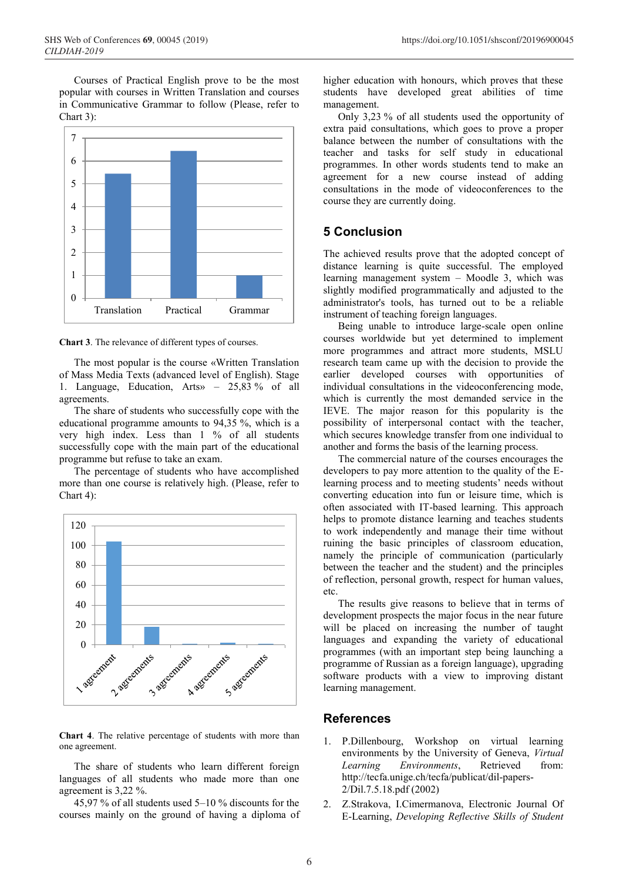Courses of Practical English prove to be the most popular with courses in Written Translation and courses in Communicative Grammar to follow (Please, refer to Chart 3):

**Chart 3**. The relevance of different types of courses.

The most popular is the course «Written Translation of Mass Media Texts (advanced level of English). Stage 1. Language, Education, Arts» – 25,83 % of all agreements.

The share of students who successfully cope with the educational programme amounts to 94,35 %, which is a very high index. Less than 1 % of all students successfully cope with the main part of the educational programme but refuse to take an exam.

The percentage of students who have accomplished more than one course is relatively high. (Please, refer to Chart 4):

**Chart 4**. The relative percentage of students with more than one agreement.

The share of students who learn different foreign languages of all students who made more than one agreement is 3,22 %.

45,97 % of all students used 5–10 % discounts for the courses mainly on the ground of having a diploma of higher education with honours, which proves that these students have developed great abilities of time management.

Only 3,23 % of all students used the opportunity of extra paid consultations, which goes to prove a proper balance between the number of consultations with the teacher and tasks for self study in educational programmes. In other words students tend to make an agreement for a new course instead of adding consultations in the mode of videoconferences to the course they are currently doing.

## 5 Conclusion

The achieved results prove that the adopted concept of distance learning is quite successful. The employed learning management system – Moodle 3, which was slightly modified programmatically and adjusted to the administrator's tools, has turned out to be a reliable instrument of teaching foreign languages.

Being unable to introduce large-scale open online courses worldwide but yet determined to implement more programmes and attract more students, MSLU research team came up with the decision to provide the earlier developed courses with opportunities of individual consultations in the videoconferencing mode, which is currently the most demanded service in the IEVE. The major reason for this popularity is the possibility of interpersonal contact with the teacher, which secures knowledge transfer from one individual to another and forms the basis of the learning process.

The commercial nature of the courses encourages the developers to pay more attention to the quality of the E-learning process and to meeting students' needs without converting education into fun or leisure time, which is often associated with IT-based learning. This approach helps to promote distance learning and teaches students to work independently and manage their time without ruining the basic principles of classroom education, namely the principle of communication (particularly between the teacher and the student) and the principles of reflection, personal growth, respect for human values, etc.

The results give reasons to believe that in terms of development prospects the major focus in the near future will be placed on increasing the number of taught languages and expanding the variety of educational programmes (with an important step being launching a programme of Russian as a foreign language), upgrading software products with a view to improving distant learning management.

## References

1. P.Dillenbourg, Workshop on virtual learning environments by the University of Geneva, *Virtual Learning Environments*, Retrieved from: http://tecfa.unige.ch/tecfa/publicat/dil-papers-2/Dil.7.5.18.pdf (2002)
2. Z.Strakova, I.Cimermanova, Electronic Journal Of E-Learning, *Developing Reflective Skills of Student*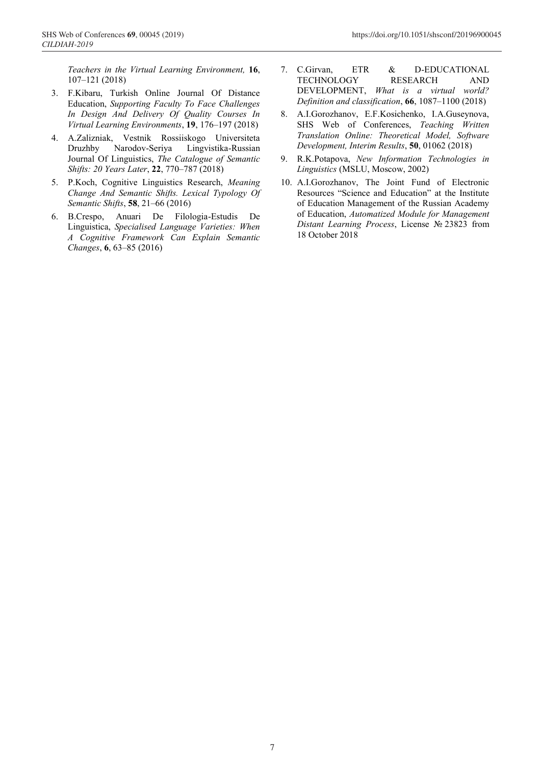*Teachers in the Virtual Learning Environment,* **16**, 107–121 (2018)

3. F.Kibaru, Turkish Online Journal Of Distance Education, *Supporting Faculty To Face Challenges In Design And Delivery Of Quality Courses In Virtual Learning Environments*, **19**, 176–197 (2018)
4. A.Zalizniak, Vestnik Rossiiskogo Universiteta Druzhby Narodov-Seriya Lingvistika-Russian Journal Of Linguistics, *The Catalogue of Semantic Shifts: 20 Years Later*, **22**, 770–787 (2018)
5. P.Koch, Cognitive Linguistics Research, *Meaning Change And Semantic Shifts. Lexical Typology Of Semantic Shifts*, **58**, 21–66 (2016)
6. B.Crespo, Anuari De Filologia-Estudis De Linguistica, *Specialised Language Varieties: When A Cognitive Framework Can Explain Semantic Changes*, **6**, 63–85 (2016)
7. C.Girvan, ETR & D-EDUCATIONAL TECHNOLOGY RESEARCH AND DEVELOPMENT, *What is a virtual world? Definition and classification*, **66**, 1087–1100 (2018)
8. A.I.Gorozhanov, E.F.Kosichenko, I.A.Guseynova, SHS Web of Conferences, *Teaching Written Translation Online: Theoretical Model, Software Development, Interim Results*, **50**, 01062 (2018)
9. R.K.Potapova, *New Information Technologies in Linguistics* (MSLU, Moscow, 2002)
10. A.I.Gorozhanov, The Joint Fund of Electronic Resources "Science and Education" at the Institute of Education Management of the Russian Academy of Education, *Automatized Module for Management Distant Learning Process*, License № 23823 from 18 October 2018